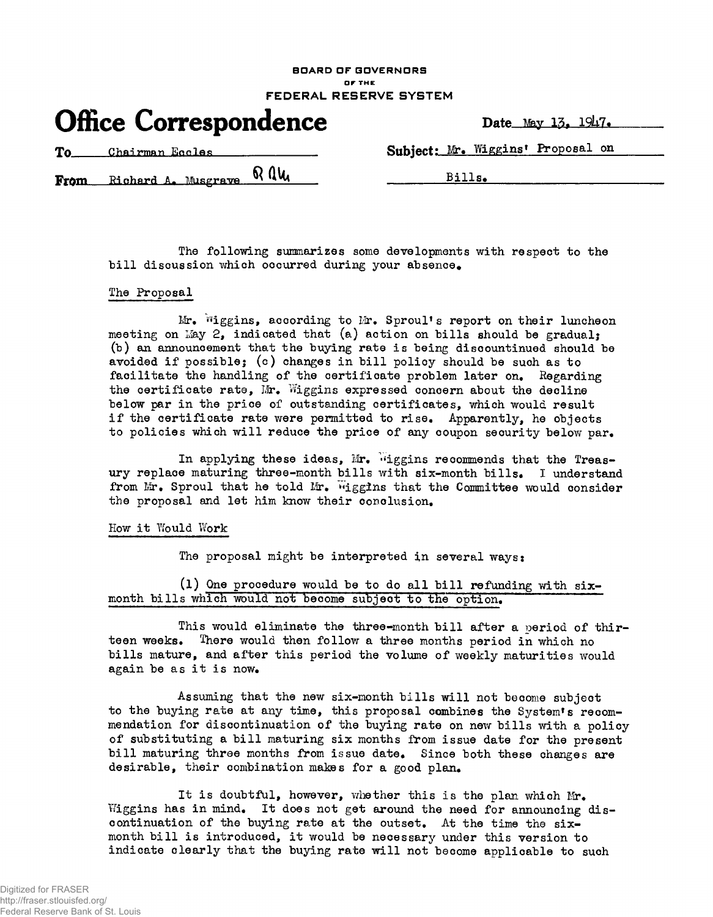BOARD OF GOVERNORS
OF THE
FEDERAL RESERVE SYSTEM

# Office Correspondence

Date May 13, 1947.

To Chairman Eccles

From Richard A. Musgrave RAM

Subject: Mr. Wiggins' Proposal on Bills.

The following summarizes some developments with respect to the bill discussion which occurred during your absence.

## The Proposal

Mr. Wiggins, according to Mr. Sproul's report on their luncheon meeting on May 2, indicated that (a) action on bills should be gradual; (b) an announcement that the buying rate is being discontinued should be avoided if possible; (c) changes in bill policy should be such as to facilitate the handling of the certificate problem later on. Regarding the certificate rate, Mr. Wiggins expressed concern about the decline below par in the price of outstanding certificates, which would result if the certificate rate were permitted to rise. Apparently, he objects to policies which will reduce the price of any coupon security below par.

In applying these ideas, Mr. Wiggins recommends that the Treasury replace maturing three-month bills with six-month bills. I understand from Mr. Sproul that he told Mr. Wiggins that the Committee would consider the proposal and let him know their conclusion.

## How it Would Work

The proposal might be interpreted in several ways:

(1) One procedure would be to do all bill refunding with six-month bills which would not become subject to the option.

This would eliminate the three-month bill after a period of thirteen weeks. There would then follow a three months period in which no bills mature, and after this period the volume of weekly maturities would again be as it is now.

Assuming that the new six-month bills will not become subject to the buying rate at any time, this proposal combines the System's recommendation for discontinuation of the buying rate on new bills with a policy of substituting a bill maturing six months from issue date for the present bill maturing three months from issue date. Since both these changes are desirable, their combination makes for a good plan.

It is doubtful, however, whether this is the plan which Mr. Wiggins has in mind. It does not get around the need for announcing discontinuation of the buying rate at the outset. At the time the six-month bill is introduced, it would be necessary under this version to indicate clearly that the buying rate will not become applicable to such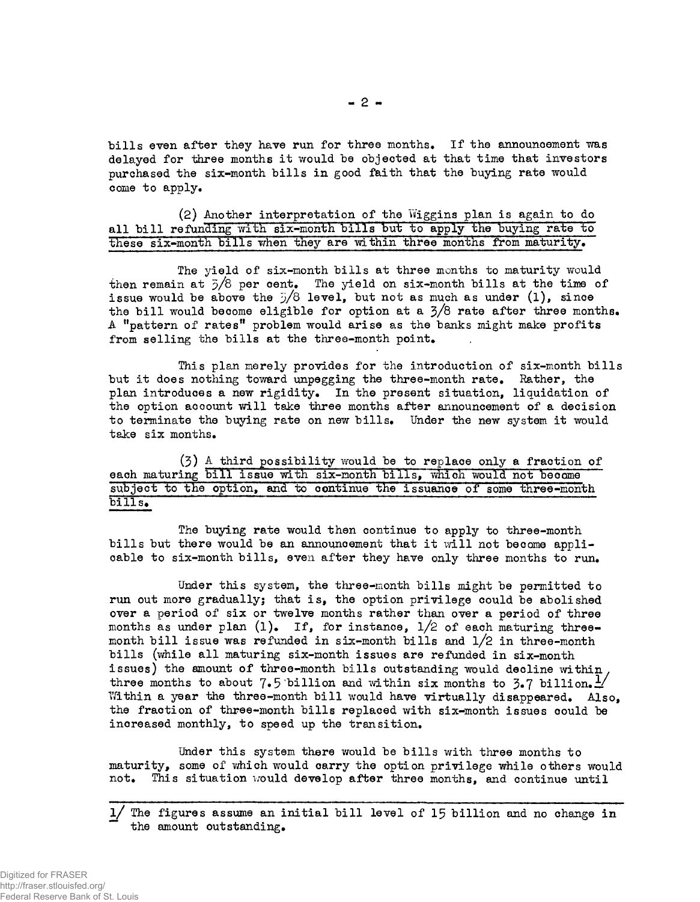bills even after they have run for three months. If the announcement was delayed for three months it would be objected at that time that investors purchased the six-month bills in good faith that the buying rate would come to apply.

(2) Another interpretation of the Wiggins plan is again to do all bill refunding with six-month bills but to apply the buying rate to these six-month bills when they are within three months from maturity.

The yield of six-month bills at three months to maturity would then remain at 3/8 per cent. The yield on six-month bills at the time of issue would be above the 3/8 level, but not as much as under (1), since the bill would become eligible for option at a 3/8 rate after three months. A "pattern of rates" problem would arise as the banks might make profits from selling the bills at the three-month point.

This plan merely provides for the introduction of six-month bills but it does nothing toward unpegging the three-month rate. Rather, the plan introduces a new rigidity. In the present situation, liquidation of the option account will take three months after announcement of a decision to terminate the buying rate on new bills. Under the new system it would take six months.

(3) A third possibility would be to replace only a fraction of each maturing bill issue with six-month bills, which would not become subject to the option, and to continue the issuance of some three-month bills.

The buying rate would then continue to apply to three-month bills but there would be an announcement that it will not become applicable to six-month bills, even after they have only three months to run.

Under this system, the three-month bills might be permitted to run out more gradually; that is, the option privilege could be abolished over a period of six or twelve months rather than over a period of three months as under plan (1). If, for instance, 1/2 of each maturing three-month bill issue was refunded in six-month bills and 1/2 in three-month bills (while all maturing six-month issues are refunded in six-month issues) the amount of three-month bills outstanding would decline within three months to about 7.5 billion and within six months to 3.7 billion.[1] Within a year the three-month bill would have virtually disappeared. Also, the fraction of three-month bills replaced with six-month issues could be increased monthly, to speed up the transition.

Under this system there would be bills with three months to maturity, some of which would carry the option privilege while others would not. This situation would develop after three months, and continue until

[1] The figures assume an initial bill level of 15 billion and no change in the amount outstanding.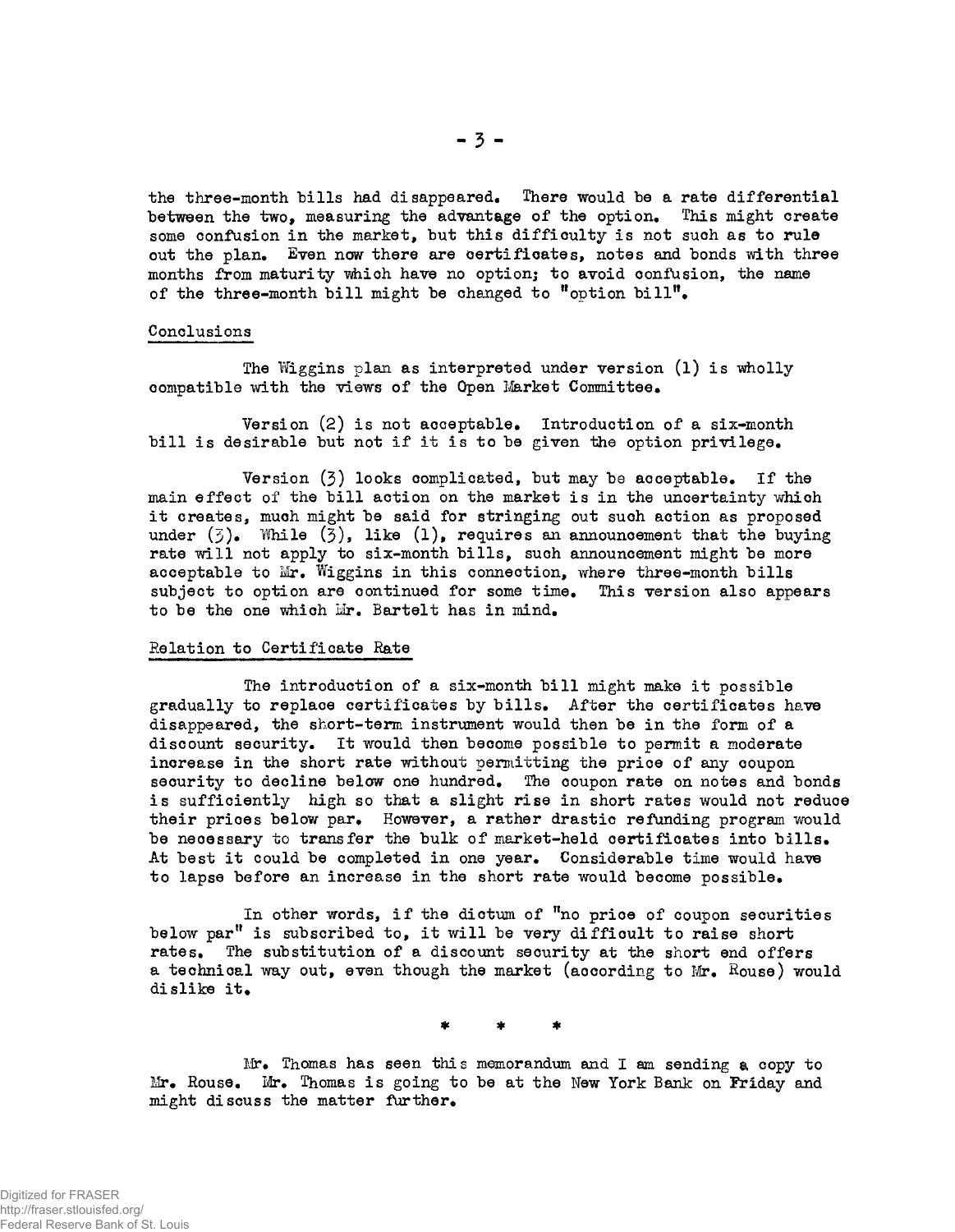the three-month bills had disappeared. There would be a rate differential between the two, measuring the advantage of the option. This might create some confusion in the market, but this difficulty is not such as to rule out the plan. Even now there are certificates, notes and bonds with three months from maturity which have no option; to avoid confusion, the name of the three-month bill might be changed to "option bill".

## Conclusions

The Wiggins plan as interpreted under version (1) is wholly compatible with the views of the Open Market Committee.

Version (2) is not acceptable. Introduction of a six-month bill is desirable but not if it is to be given the option privilege.

Version (3) looks complicated, but may be acceptable. If the main effect of the bill action on the market is in the uncertainty which it creates, much might be said for stringing out such action as proposed under (3). While (3), like (1), requires an announcement that the buying rate will not apply to six-month bills, such announcement might be more acceptable to Mr. Wiggins in this connection, where three-month bills subject to option are continued for some time. This version also appears to be the one which Mr. Bartelt has in mind.

## Relation to Certificate Rate

The introduction of a six-month bill might make it possible gradually to replace certificates by bills. After the certificates have disappeared, the short-term instrument would then be in the form of a discount security. It would then become possible to permit a moderate increase in the short rate without permitting the price of any coupon security to decline below one hundred. The coupon rate on notes and bonds is sufficiently high so that a slight rise in short rates would not reduce their prices below par. However, a rather drastic refunding program would be necessary to transfer the bulk of market-held certificates into bills. At best it could be completed in one year. Considerable time would have to lapse before an increase in the short rate would become possible.

In other words, if the dictum of "no price of coupon securities below par" is subscribed to, it will be very difficult to raise short rates. The substitution of a discount security at the short end offers a technical way out, even though the market (according to Mr. Rouse) would dislike it.

* * *

Mr. Thomas has seen this memorandum and I am sending a copy to Mr. Rouse. Mr. Thomas is going to be at the New York Bank on Friday and might discuss the matter further.